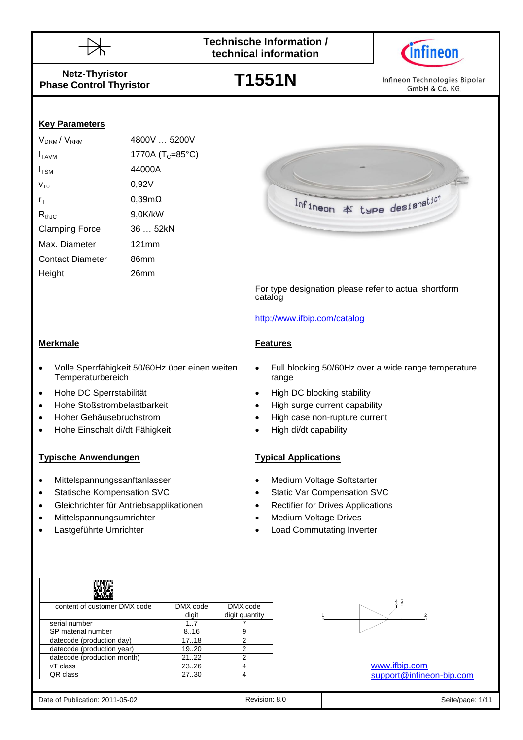| Netz-Thyristor<br>Phase Control Thyristor | Technische Information / technical information<br>**T1551N** | Infineon Technologies Bipolar GmbH & Co. KG |
|---|---|---|

## Key Parameters

| | |
|---|---|
| $V_{DRM}$ / $V_{RRM}$ | 4800V … 5200V |
| $I_{TAVM}$ | 1770A ($T_C$=85°C) |
| $I_{TSM}$ | 44000A |
| $V_{T0}$ | 0,92V |
| $r_T$ | 0,39mΩ |
| $R_{thJC}$ | 9,0K/kW |
| Clamping Force | 36 … 52kN |
| Max. Diameter | 121mm |
| Contact Diameter | 86mm |
| Height | 26mm |

For type designation please refer to actual shortform catalog

http://www.ifbip.com/catalog

## Merkmale

- Volle Sperrfähigkeit 50/60Hz über einen weiten Temperaturbereich
- Hohe DC Sperrstabilität
- Hohe Stoßstrombelastbarkeit
- Hoher Gehäusebruchstrom
- Hohe Einschalt di/dt Fähigkeit

## Features

- Full blocking 50/60Hz over a wide range temperature range
- High DC blocking stability
- High surge current capability
- High case non-rupture current
- High di/dt capability

## Typische Anwendungen

- Mittelspannungssanftanlasser
- Statische Kompensation SVC
- Gleichrichter für Antriebsapplikationen
- Mittelspannungsumrichter
- Lastgeführte Umrichter

## Typical Applications

- Medium Voltage Softstarter
- Static Var Compensation SVC
- Rectifier for Drives Applications
- Medium Voltage Drives
- Load Commutating Inverter

| content of customer DMX code | DMX code digit | DMX code digit quantity |
|---|---|---|
| serial number | 1..7 | 7 |
| SP material number | 8..16 | 9 |
| datecode (production day) | 17..18 | 2 |
| datecode (production year) | 19..20 | 2 |
| datecode (production month) | 21..22 | 2 |
| vT class | 23..26 | 4 |
| QR class | 27..30 | 4 |

www.ifbip.com
support@infineon-bip.com

Date of Publication: 2011-05-02 | Revision: 8.0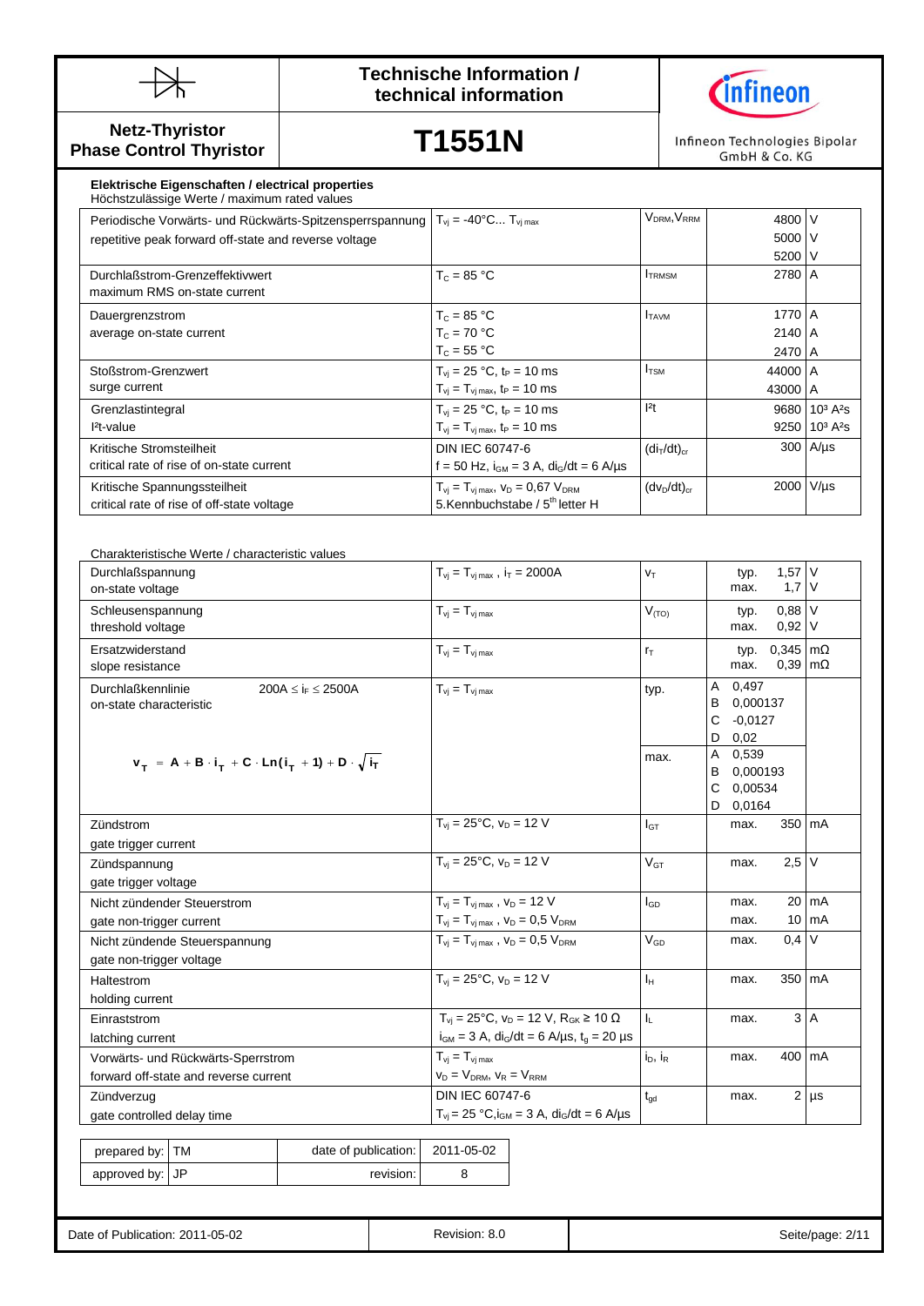**Netz-Thyristor / Phase Control Thyristor**

# T1551N

## Technische Information / technical information

Infineon Technologies Bipolar GmbH & Co. KG

### Elektrische Eigenschaften / electrical properties

Höchstzulässige Werte / maximum rated values

| Parameter | Conditions | Symbol | Value | Unit |
|---|---|---|---|---|
| Periodische Vorwärts- und Rückwärts-Spitzensperrspannung<br>repetitive peak forward off-state and reverse voltage | $T_{vj}$ = -40°C... $T_{vj\,max}$ | $V_{DRM}$, $V_{RRM}$ | 4800<br>5000<br>5200 | V<br>V<br>V |
| Durchlaßstrom-Grenzeffektivwert<br>maximum RMS on-state current | $T_C$ = 85 °C | $I_{TRMSM}$ | 2780 | A |
| Dauergrenzstrom<br>average on-state current | $T_C$ = 85 °C<br>$T_C$ = 70 °C<br>$T_C$ = 55 °C | $I_{TAVM}$ | 1770<br>2140<br>2470 | A<br>A<br>A |
| Stoßstrom-Grenzwert<br>surge current | $T_{vj}$ = 25 °C, $t_P$ = 10 ms<br>$T_{vj}$ = $T_{vj\,max}$, $t_P$ = 10 ms | $I_{TSM}$ | 44000<br>43000 | A<br>A |
| Grenzlastintegral<br>I²t-value | $T_{vj}$ = 25 °C, $t_P$ = 10 ms<br>$T_{vj}$ = $T_{vj\,max}$, $t_P$ = 10 ms | $I^2t$ | 9680<br>9250 | $10^3$ A²s<br>$10^3$ A²s |
| Kritische Stromsteilheit<br>critical rate of rise of on-state current | DIN IEC 60747-6<br>f = 50 Hz, $i_{GM}$ = 3 A, $di_G/dt$ = 6 A/µs | $(di_T/dt)_{cr}$ | 300 | A/µs |
| Kritische Spannungssteilheit<br>critical rate of rise of off-state voltage | $T_{vj}$ = $T_{vj\,max}$, $v_D$ = 0,67 $V_{DRM}$<br>5.Kennbuchstabe / 5th letter H | $(dv_D/dt)_{cr}$ | 2000 | V/µs |

Charakteristische Werte / characteristic values

| Parameter | Conditions | Symbol | Value | Unit |
|---|---|---|---|---|
| Durchlaßspannung<br>on-state voltage | $T_{vj}$ = $T_{vj\,max}$ , $i_T$ = 2000A | $v_T$ | typ. 1,57<br>max. 1,7 | V<br>V |
| Schleusenspannung<br>threshold voltage | $T_{vj}$ = $T_{vj\,max}$ | $V_{(TO)}$ | typ. 0,88<br>max. 0,92 | V<br>V |
| Ersatzwiderstand<br>slope resistance | $T_{vj}$ = $T_{vj\,max}$ | $r_T$ | typ. 0,345<br>max. 0,39 | mΩ<br>mΩ |
| Durchlaßkennlinie 200A ≤ $i_F$ ≤ 2500A<br>on-state characteristic<br>$v_T = A + B \cdot i_T + C \cdot Ln(i_T + 1) + D \cdot \sqrt{i_T}$ | $T_{vj}$ = $T_{vj\,max}$ | typ. | A 0,497<br>B 0,000137<br>C -0,0127<br>D 0,02 | |
| | | max. | A 0,539<br>B 0,000193<br>C 0,00534<br>D 0,0164 | |
| Zündstrom<br>gate trigger current | $T_{vj}$ = 25°C, $v_D$ = 12 V | $I_{GT}$ | max. 350 | mA |
| Zündspannung<br>gate trigger voltage | $T_{vj}$ = 25°C, $v_D$ = 12 V | $V_{GT}$ | max. 2,5 | V |
| Nicht zündender Steuerstrom<br>gate non-trigger current | $T_{vj}$ = $T_{vj\,max}$ , $v_D$ = 12 V<br>$T_{vj}$ = $T_{vj\,max}$ , $v_D$ = 0,5 $V_{DRM}$ | $I_{GD}$ | max. 20<br>max. 10 | mA<br>mA |
| Nicht zündende Steuerspannung<br>gate non-trigger voltage | $T_{vj}$ = $T_{vj\,max}$ , $v_D$ = 0,5 $V_{DRM}$ | $V_{GD}$ | max. 0,4 | V |
| Haltestrom<br>holding current | $T_{vj}$ = 25°C, $v_D$ = 12 V | $I_H$ | max. 350 | mA |
| Einraststrom<br>latching current | $T_{vj}$ = 25°C, $v_D$ = 12 V, $R_{GK}$ ≥ 10 Ω<br>$i_{GM}$ = 3 A, $di_G/dt$ = 6 A/µs, $t_g$ = 20 µs | $I_L$ | max. 3 | A |
| Vorwärts- und Rückwärts-Sperrstrom<br>forward off-state and reverse current | $T_{vj}$ = $T_{vj\,max}$<br>$v_D$ = $V_{DRM}$, $v_R$ = $V_{RRM}$ | $i_D$, $i_R$ | max. 400 | mA |
| Zündverzug<br>gate controlled delay time | DIN IEC 60747-6<br>$T_{vj}$ = 25 °C, $i_{GM}$ = 3 A, $di_G/dt$ = 6 A/µs | $t_{gd}$ | max. 2 | µs |

| prepared by: | TM | date of publication: | 2011-05-02 |
|---|---|---|---|
| approved by: | JP | revision: | 8 |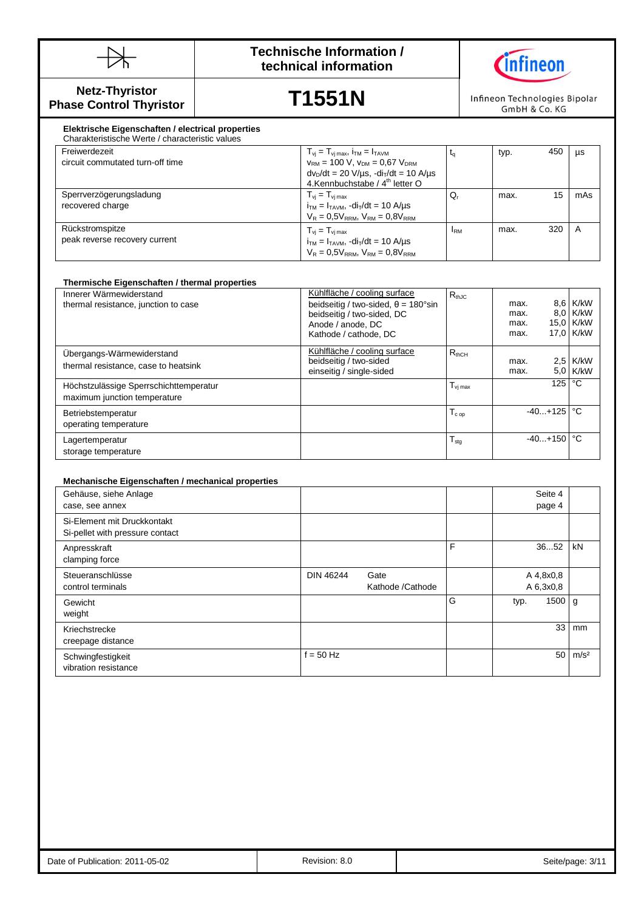**Netz-Thyristor**
**Phase Control Thyristor**

# T1551N

## Elektrische Eigenschaften / electrical properties

Charakteristische Werte / characteristic values

| | | | | | |
|---|---|---|---|---|---|
| Freiwerdezeit<br>circuit commutated turn-off time | $T_{vj} = T_{vj\,max}$, $i_{TM} = I_{TAVM}$<br>$v_{RM} = 100$ V, $v_{DM} = 0{,}67\ V_{DRM}$<br>$dv_D/dt = 20$ V/µs, $-di_T/dt = 10$ A/µs<br>4.Kennbuchstabe / 4th letter O | $t_q$ | typ. | 450 | µs |
| Sperrverzögerungsladung<br>recovered charge | $T_{vj} = T_{vj\,max}$<br>$i_{TM} = I_{TAVM}$, $-di_T/dt = 10$ A/µs<br>$V_R = 0{,}5V_{RRM}$, $V_{RM} = 0{,}8V_{RRM}$ | $Q_r$ | max. | 15 | mAs |
| Rückstromspitze<br>peak reverse recovery current | $T_{vj} = T_{vj\,max}$<br>$i_{TM} = I_{TAVM}$, $-di_T/dt = 10$ A/µs<br>$V_R = 0{,}5V_{RRM}$, $V_{RM} = 0{,}8V_{RRM}$ | $I_{RM}$ | max. | 320 | A |

## Thermische Eigenschaften / thermal properties

| | | | | | |
|---|---|---|---|---|---|
| Innerer Wärmewiderstand<br>thermal resistance, junction to case | Kühlfläche / cooling surface<br>beidseitig / two-sided, θ = 180°sin<br>beidseitig / two-sided, DC<br>Anode / anode, DC<br>Kathode / cathode, DC | $R_{thJC}$ | max.<br>max.<br>max.<br>max. | 8,6<br>8,0<br>15,0<br>17,0 | K/kW<br>K/kW<br>K/kW<br>K/kW |
| Übergangs-Wärmewiderstand<br>thermal resistance, case to heatsink | Kühlfläche / cooling surface<br>beidseitig / two-sided<br>einseitig / single-sided | $R_{thCH}$ | max.<br>max. | 2,5<br>5,0 | K/kW<br>K/kW |
| Höchstzulässige Sperrschichttemperatur<br>maximum junction temperature | | $T_{vj\,max}$ | | 125 | °C |
| Betriebstemperatur<br>operating temperature | | $T_{c\,op}$ | | -40...+125 | °C |
| Lagertemperatur<br>storage temperature | | $T_{stg}$ | | -40...+150 | °C |

## Mechanische Eigenschaften / mechanical properties

| | | | | | |
|---|---|---|---|---|---|
| Gehäuse, siehe Anlage<br>case, see annex | | | | Seite 4<br>page 4 | |
| Si-Element mit Druckkontakt<br>Si-pellet with pressure contact | | | | | |
| Anpresskraft<br>clamping force | | F | | 36...52 | kN |
| Steueranschlüsse<br>control terminals | DIN 46244 Gate<br>Kathode /Cathode | | | A 4,8x0,8<br>A 6,3x0,8 | |
| Gewicht<br>weight | | G | typ. | 1500 | g |
| Kriechstrecke<br>creepage distance | | | | 33 | mm |
| Schwingfestigkeit<br>vibration resistance | f = 50 Hz | | | 50 | m/s² |

Date of Publication: 2011-05-02 | Revision: 8.0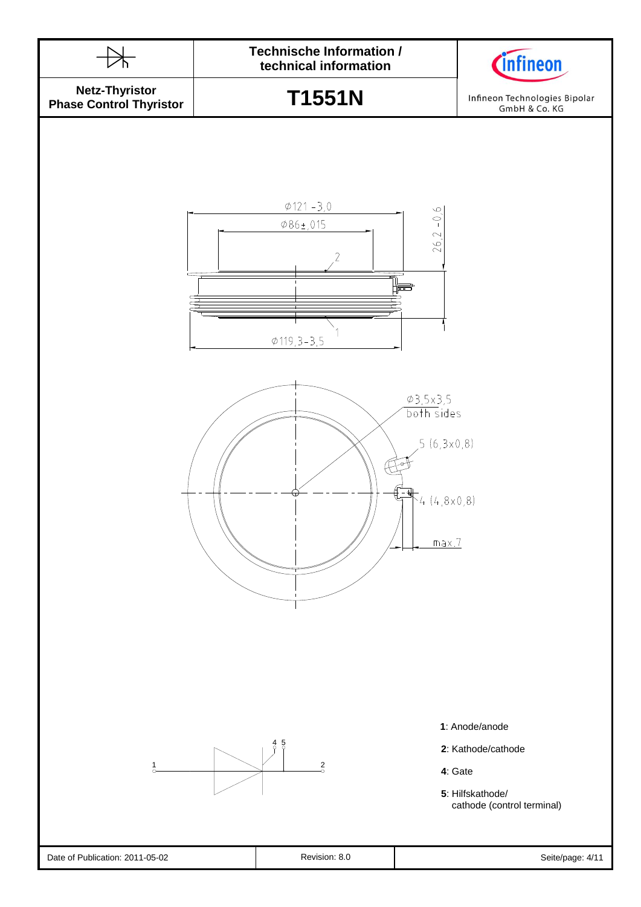Ø121 -3,0

Ø86±,015

26,2 -0,6

2

1

Ø119,3-3,5

Ø3,5x3,5
both sides

5 (6,3x0,8)

4 (4,8x0,8)

max.7

1

4 5

2

**1**: Anode/anode

**2**: Kathode/cathode

**4**: Gate

**5**: Hilfskathode/
cathode (control terminal)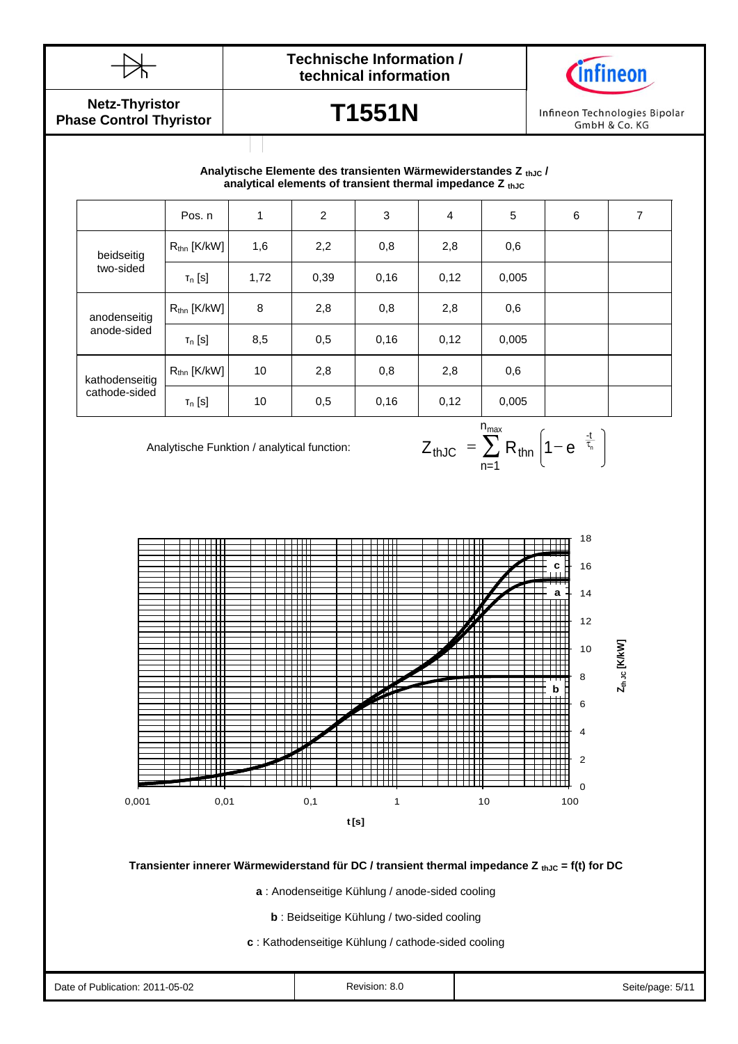**Analytische Elemente des transienten Wärmewiderstandes $Z_{thJC}$ / analytical elements of transient thermal impedance $Z_{thJC}$**

| | Pos. n | 1 | 2 | 3 | 4 | 5 | 6 | 7 |
|---|---|---|---|---|---|---|---|---|
| beidseitig two-sided | $R_{thn}$ [K/kW] | 1,6 | 2,2 | 0,8 | 2,8 | 0,6 | | |
| | $\tau_n$ [s] | 1,72 | 0,39 | 0,16 | 0,12 | 0,005 | | |
| anodenseitig anode-sided | $R_{thn}$ [K/kW] | 8 | 2,8 | 0,8 | 2,8 | 0,6 | | |
| | $\tau_n$ [s] | 8,5 | 0,5 | 0,16 | 0,12 | 0,005 | | |
| kathodenseitig cathode-sided | $R_{thn}$ [K/kW] | 10 | 2,8 | 0,8 | 2,8 | 0,6 | | |
| | $\tau_n$ [s] | 10 | 0,5 | 0,16 | 0,12 | 0,005 | | |

Analytische Funktion / analytical function:

$$Z_{thJC} = \sum_{n=1}^{n_{max}} R_{thn} \left(1 - e^{\frac{-t}{\tau_n}}\right)$$

**Transienter innerer Wärmewiderstand für DC / transient thermal impedance $Z_{thJC} = f(t)$ for DC**

**a** : Anodenseitige Kühlung / anode-sided cooling

**b** : Beidseitige Kühlung / two-sided cooling

**c** : Kathodenseitige Kühlung / cathode-sided cooling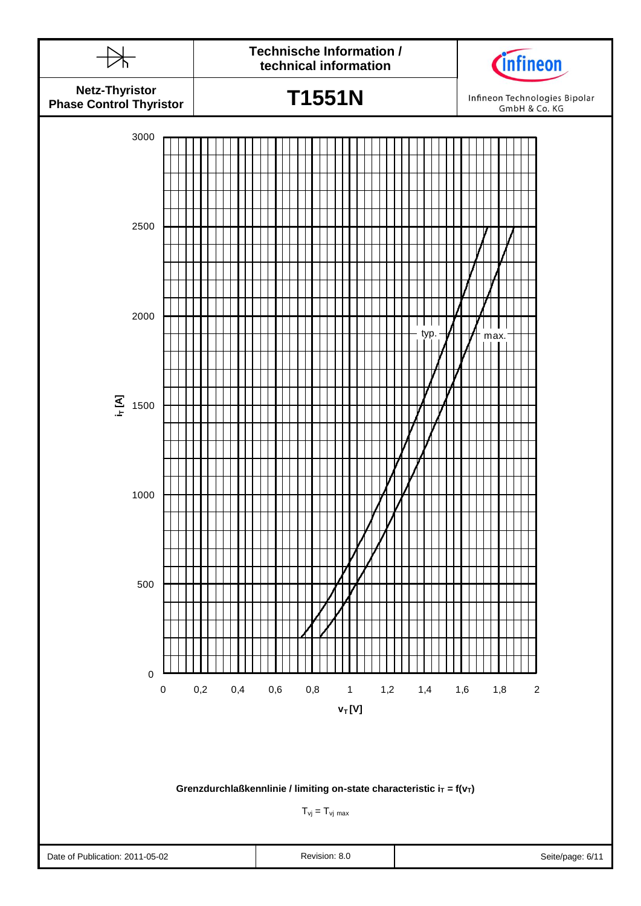**Grenzdurchlaßkennlinie / limiting on-state characteristic $i_T = f(v_T)$**

$T_{vj} = T_{vj\ max}$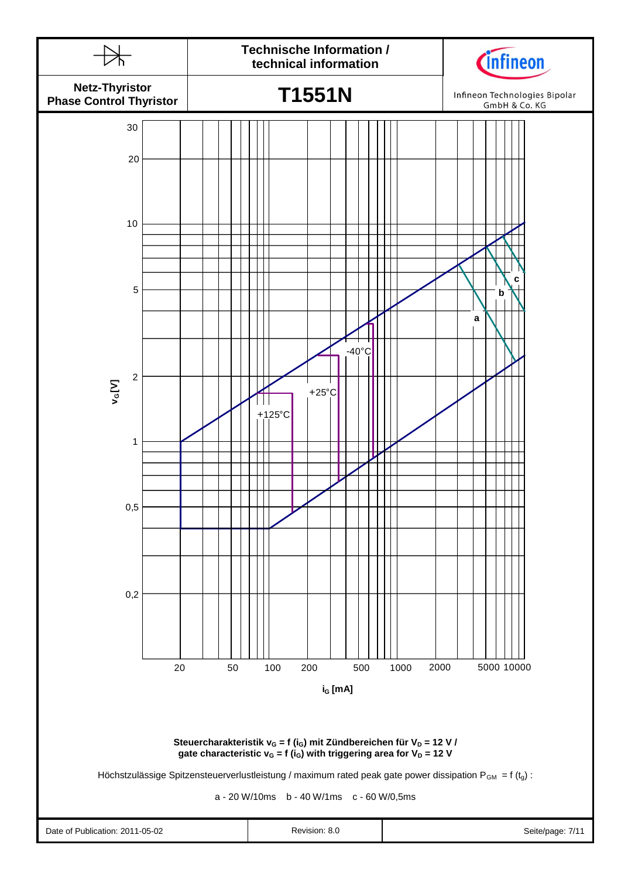Steuercharakteristik $v_G = f(i_G)$ mit Zündbereichen für $V_D$ = 12 V /
gate characteristic $v_G = f(i_G)$ with triggering area for $V_D$ = 12 V

Höchstzulässige Spitzensteuerverlustleistung / maximum rated peak gate power dissipation $P_{GM} = f(t_g)$ :

a - 20 W/10ms  b - 40 W/1ms  c - 60 W/0,5ms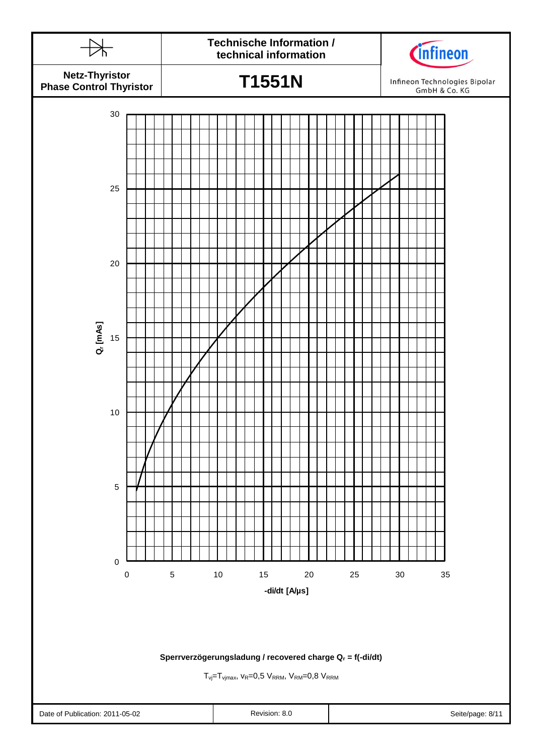Q_r [mAs]

30

25

20

15

10

5

0

0 5 10 15 20 25 30 35

-di/dt [A/µs]

**Sperrverzögerungsladung / recovered charge $Q_r$ = f(-di/dt)**

$T_{vj}=T_{vjmax}$, $v_R=0{,}5\ V_{RRM}$, $V_{RM}=0{,}8\ V_{RRM}$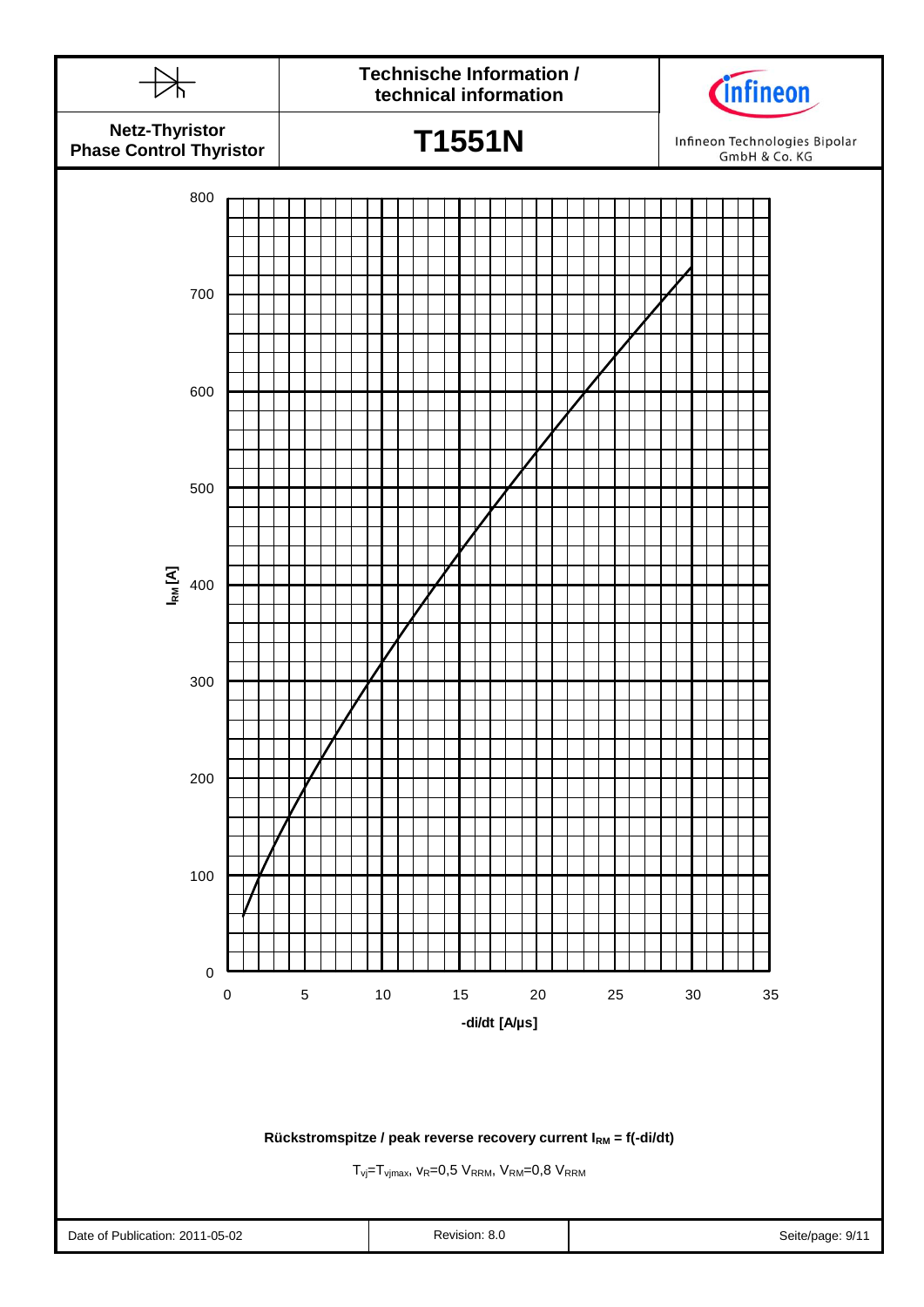800

700

600

500

$I_{RM}$ [A] 400

300

200

100

0

0 5 10 15 20 25 30 35

-di/dt [A/µs]

**Rückstromspitze / peak reverse recovery current $I_{RM}$ = f(-di/dt)**

$T_{vj}=T_{vjmax}$, $v_R=0{,}5\ V_{RRM}$, $V_{RM}=0{,}8\ V_{RRM}$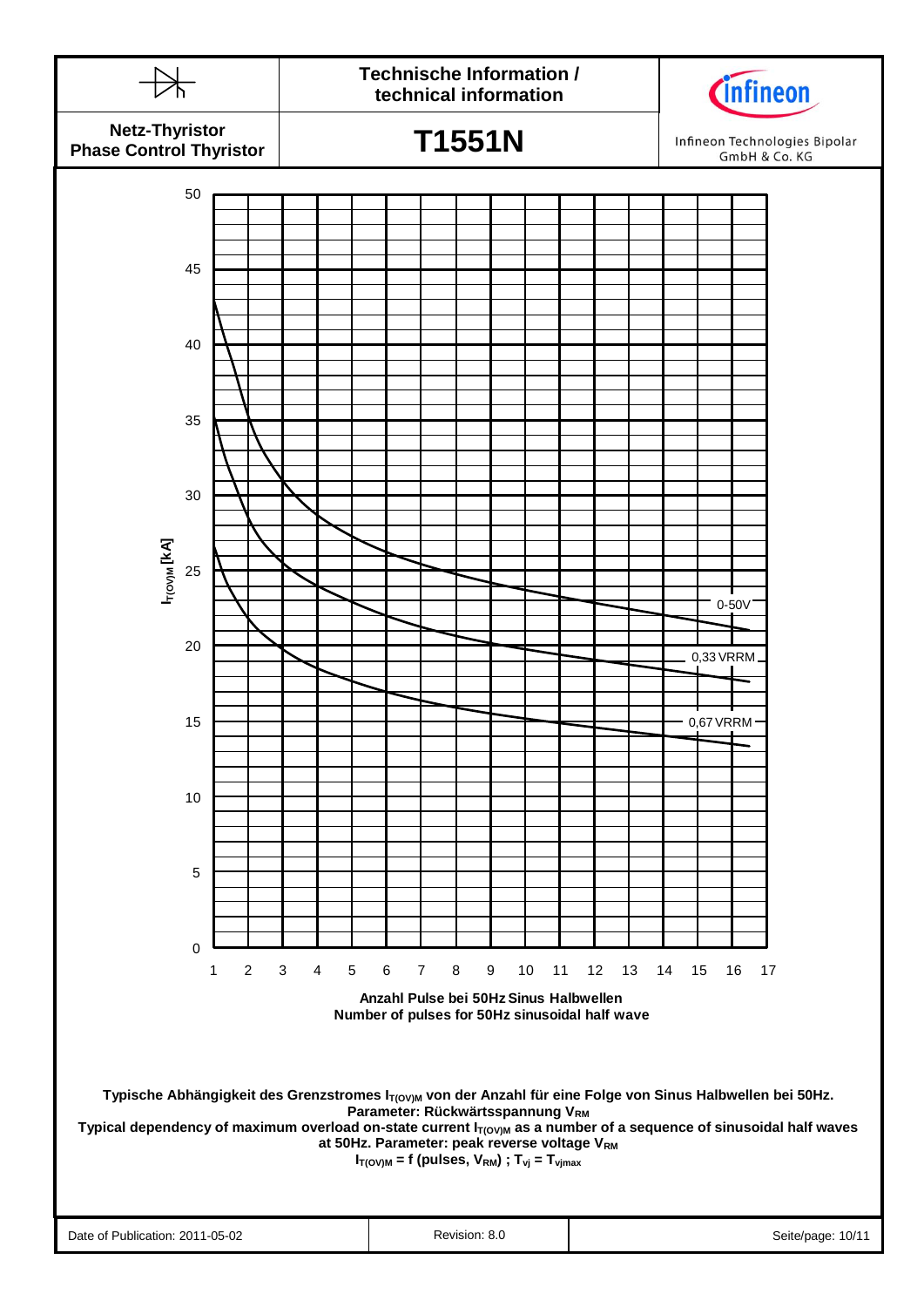Anzahl Pulse bei 50Hz Sinus Halbwellen
Number of pulses for 50Hz sinusoidal half wave

$I_{T(OV)M}$ [kA]

0-50V

0,33 VRRM

0,67 VRRM

**Typische Abhängigkeit des Grenzstromes $I_{T(OV)M}$ von der Anzahl für eine Folge von Sinus Halbwellen bei 50Hz. Parameter: Rückwärtsspannung $V_{RM}$**

**Typical dependency of maximum overload on-state current $I_{T(OV)M}$ as a number of a sequence of sinusoidal half waves at 50Hz. Parameter: peak reverse voltage $V_{RM}$**

**$I_{T(OV)M}$ = f (pulses, $V_{RM}$) ; $T_{vj} = T_{vjmax}$**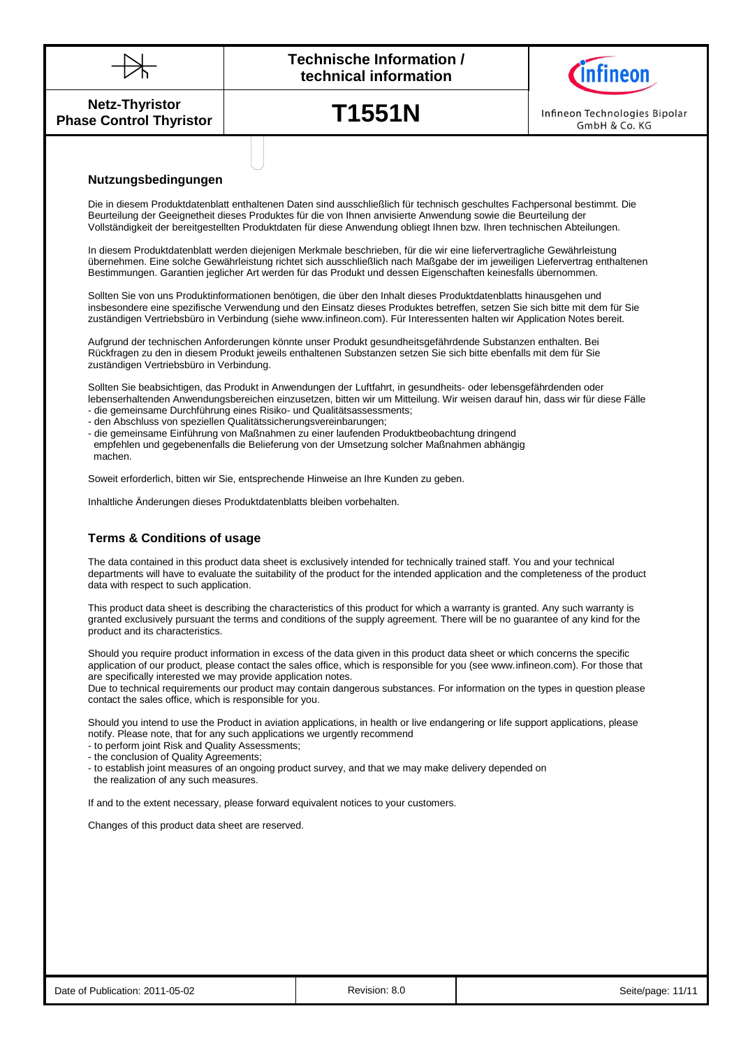## Nutzungsbedingungen

Die in diesem Produktdatenblatt enthaltenen Daten sind ausschließlich für technisch geschultes Fachpersonal bestimmt. Die Beurteilung der Geeignetheit dieses Produktes für die von Ihnen anvisierte Anwendung sowie die Beurteilung der Vollständigkeit der bereitgestellten Produktdaten für diese Anwendung obliegt Ihnen bzw. Ihren technischen Abteilungen.

In diesem Produktdatenblatt werden diejenigen Merkmale beschrieben, für die wir eine liefervertragliche Gewährleistung übernehmen. Eine solche Gewährleistung richtet sich ausschließlich nach Maßgabe der im jeweiligen Liefervertrag enthaltenen Bestimmungen. Garantien jeglicher Art werden für das Produkt und dessen Eigenschaften keinesfalls übernommen.

Sollten Sie von uns Produktinformationen benötigen, die über den Inhalt dieses Produktdatenblatts hinausgehen und insbesondere eine spezifische Verwendung und den Einsatz dieses Produktes betreffen, setzen Sie sich bitte mit dem für Sie zuständigen Vertriebsbüro in Verbindung (siehe www.infineon.com). Für Interessenten halten wir Application Notes bereit.

Aufgrund der technischen Anforderungen könnte unser Produkt gesundheitsgefährdende Substanzen enthalten. Bei Rückfragen zu den in diesem Produkt jeweils enthaltenen Substanzen setzen Sie sich bitte ebenfalls mit dem für Sie zuständigen Vertriebsbüro in Verbindung.

Sollten Sie beabsichtigen, das Produkt in Anwendungen der Luftfahrt, in gesundheits- oder lebensgefährdenden oder lebenserhaltenden Anwendungsbereichen einzusetzen, bitten wir um Mitteilung. Wir weisen darauf hin, dass wir für diese Fälle
- die gemeinsame Durchführung eines Risiko- und Qualitätsassessments;
- den Abschluss von speziellen Qualitätssicherungsvereinbarungen;
- die gemeinsame Einführung von Maßnahmen zu einer laufenden Produktbeobachtung dringend empfehlen und gegebenenfalls die Belieferung von der Umsetzung solcher Maßnahmen abhängig machen.

Soweit erforderlich, bitten wir Sie, entsprechende Hinweise an Ihre Kunden zu geben.

Inhaltliche Änderungen dieses Produktdatenblatts bleiben vorbehalten.

## Terms & Conditions of usage

The data contained in this product data sheet is exclusively intended for technically trained staff. You and your technical departments will have to evaluate the suitability of the product for the intended application and the completeness of the product data with respect to such application.

This product data sheet is describing the characteristics of this product for which a warranty is granted. Any such warranty is granted exclusively pursuant the terms and conditions of the supply agreement. There will be no guarantee of any kind for the product and its characteristics.

Should you require product information in excess of the data given in this product data sheet or which concerns the specific application of our product, please contact the sales office, which is responsible for you (see www.infineon.com). For those that are specifically interested we may provide application notes.
Due to technical requirements our product may contain dangerous substances. For information on the types in question please contact the sales office, which is responsible for you.

Should you intend to use the Product in aviation applications, in health or live endangering or life support applications, please notify. Please note, that for any such applications we urgently recommend
- to perform joint Risk and Quality Assessments;
- the conclusion of Quality Agreements;
- to establish joint measures of an ongoing product survey, and that we may make delivery depended on the realization of any such measures.

If and to the extent necessary, please forward equivalent notices to your customers.

Changes of this product data sheet are reserved.